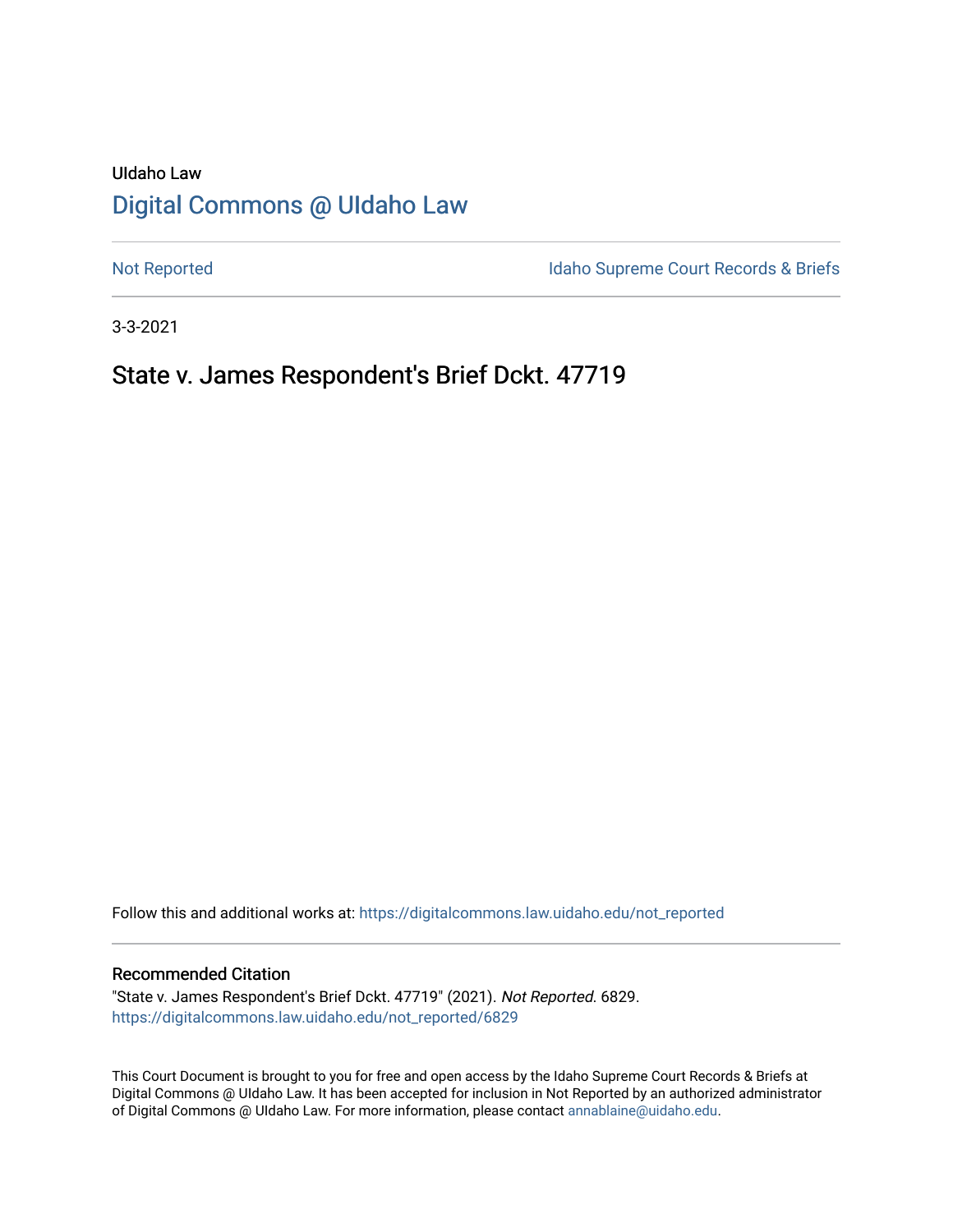UIdaho Law

# Digital Commons @ UIdaho Law

Not Reported

Idaho Supreme Court Records & Briefs

3-3-2021

## State v. James Respondent's Brief Dckt. 47719

Follow this and additional works at: https://digitalcommons.law.uidaho.edu/not_reported

### Recommended Citation

"State v. James Respondent's Brief Dckt. 47719" (2021). *Not Reported*. 6829.
https://digitalcommons.law.uidaho.edu/not_reported/6829

This Court Document is brought to you for free and open access by the Idaho Supreme Court Records & Briefs at Digital Commons @ UIdaho Law. It has been accepted for inclusion in Not Reported by an authorized administrator of Digital Commons @ UIdaho Law. For more information, please contact annablaine@uidaho.edu.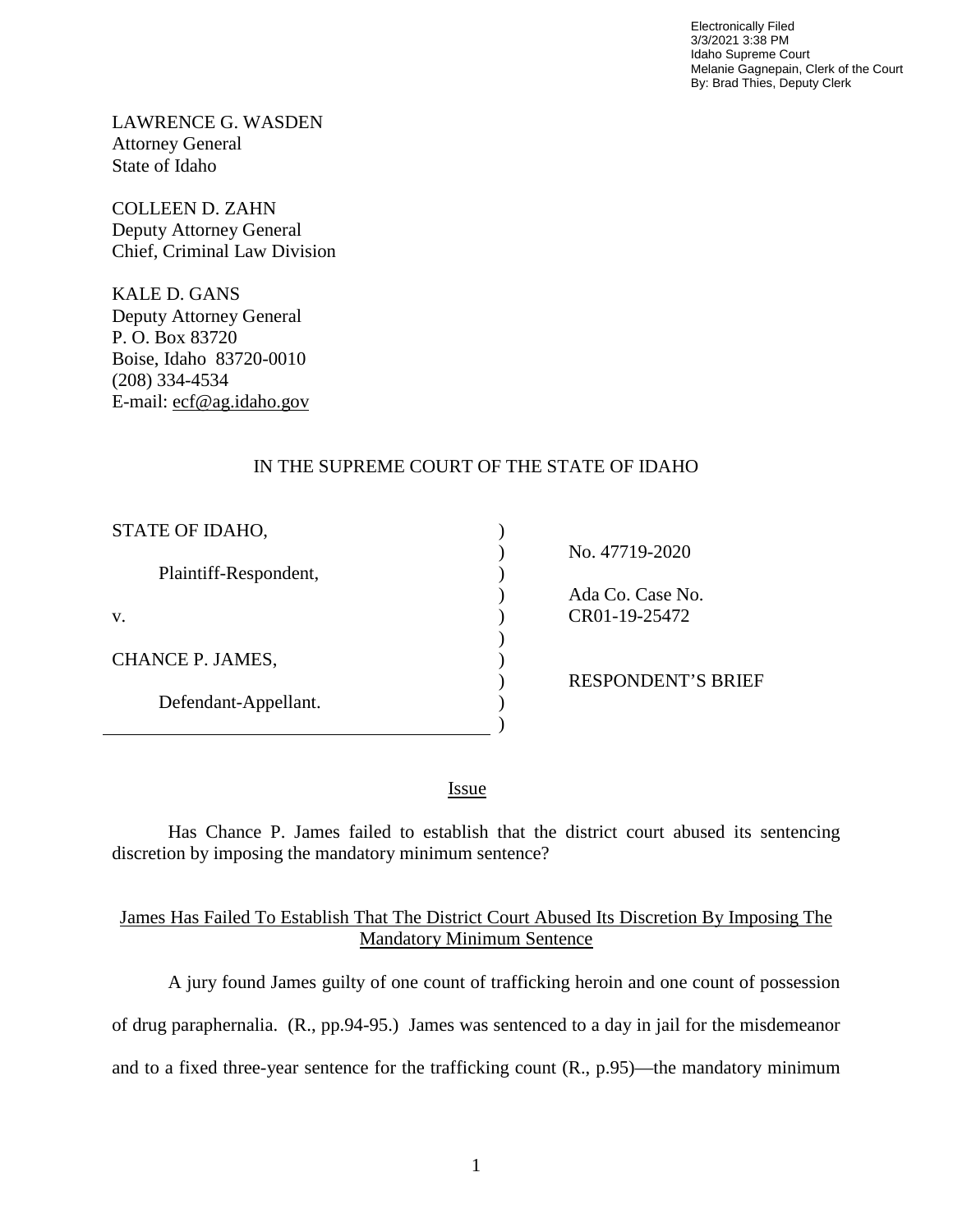Electronically Filed
3/3/2021 3:38 PM
Idaho Supreme Court
Melanie Gagnepain, Clerk of the Court
By: Brad Thies, Deputy Clerk

LAWRENCE G. WASDEN
Attorney General
State of Idaho

COLLEEN D. ZAHN
Deputy Attorney General
Chief, Criminal Law Division

KALE D. GANS
Deputy Attorney General
P. O. Box 83720
Boise, Idaho 83720-0010
(208) 334-4534
E-mail: ecf@ag.idaho.gov

IN THE SUPREME COURT OF THE STATE OF IDAHO

| | | |
|---|---|---|
| STATE OF IDAHO, | ) | |
| | ) | No. 47719-2020 |
| Plaintiff-Respondent, | ) | |
| | ) | Ada Co. Case No. |
| v. | ) | CR01-19-25472 |
| | ) | |
| CHANCE P. JAMES, | ) | |
| | ) | RESPONDENT'S BRIEF |
| Defendant-Appellant. | ) | |
| | ) | |

## Issue

Has Chance P. James failed to establish that the district court abused its sentencing discretion by imposing the mandatory minimum sentence?

## James Has Failed To Establish That The District Court Abused Its Discretion By Imposing The Mandatory Minimum Sentence

A jury found James guilty of one count of trafficking heroin and one count of possession of drug paraphernalia. (R., pp.94-95.) James was sentenced to a day in jail for the misdemeanor and to a fixed three-year sentence for the trafficking count (R., p.95)—the mandatory minimum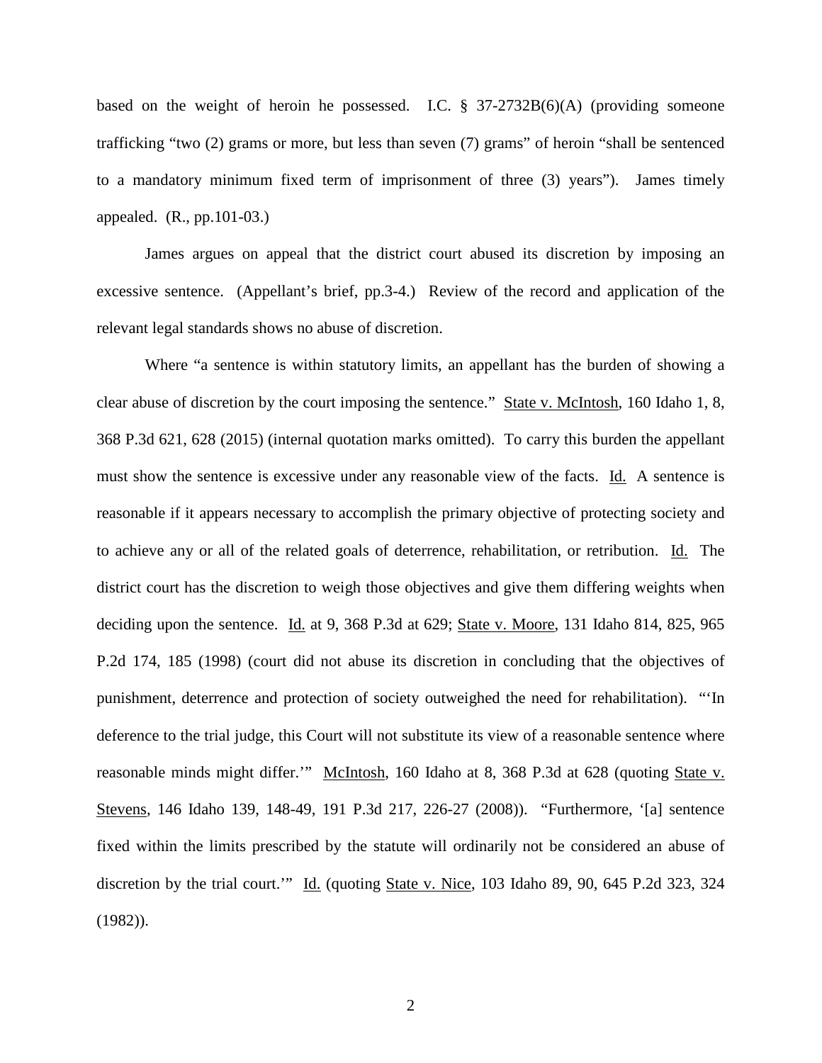based on the weight of heroin he possessed. I.C. § 37-2732B(6)(A) (providing someone trafficking "two (2) grams or more, but less than seven (7) grams" of heroin "shall be sentenced to a mandatory minimum fixed term of imprisonment of three (3) years"). James timely appealed. (R., pp.101-03.)

James argues on appeal that the district court abused its discretion by imposing an excessive sentence. (Appellant's brief, pp.3-4.) Review of the record and application of the relevant legal standards shows no abuse of discretion.

Where "a sentence is within statutory limits, an appellant has the burden of showing a clear abuse of discretion by the court imposing the sentence." State v. McIntosh, 160 Idaho 1, 8, 368 P.3d 621, 628 (2015) (internal quotation marks omitted). To carry this burden the appellant must show the sentence is excessive under any reasonable view of the facts. Id. A sentence is reasonable if it appears necessary to accomplish the primary objective of protecting society and to achieve any or all of the related goals of deterrence, rehabilitation, or retribution. Id. The district court has the discretion to weigh those objectives and give them differing weights when deciding upon the sentence. Id. at 9, 368 P.3d at 629; State v. Moore, 131 Idaho 814, 825, 965 P.2d 174, 185 (1998) (court did not abuse its discretion in concluding that the objectives of punishment, deterrence and protection of society outweighed the need for rehabilitation). "'In deference to the trial judge, this Court will not substitute its view of a reasonable sentence where reasonable minds might differ.'" McIntosh, 160 Idaho at 8, 368 P.3d at 628 (quoting State v. Stevens, 146 Idaho 139, 148-49, 191 P.3d 217, 226-27 (2008)). "Furthermore, '[a] sentence fixed within the limits prescribed by the statute will ordinarily not be considered an abuse of discretion by the trial court.'" Id. (quoting State v. Nice, 103 Idaho 89, 90, 645 P.2d 323, 324 (1982)).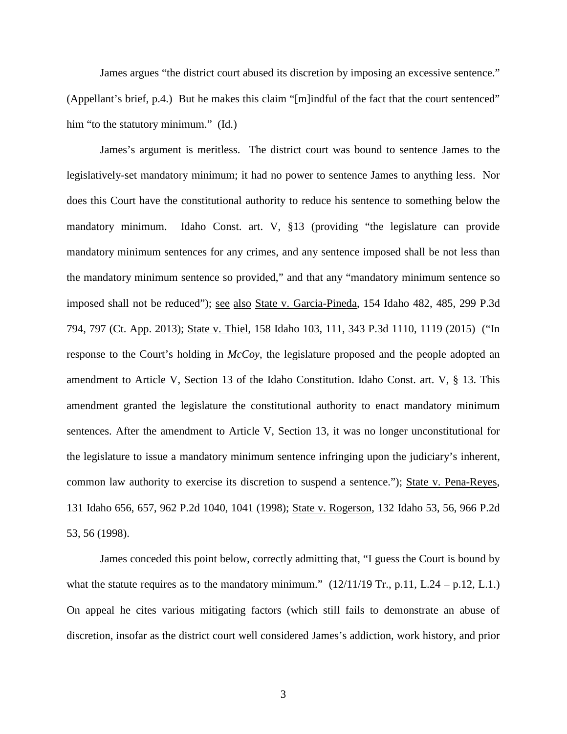James argues "the district court abused its discretion by imposing an excessive sentence." (Appellant's brief, p.4.) But he makes this claim "[m]indful of the fact that the court sentenced" him "to the statutory minimum." (Id.)

James's argument is meritless. The district court was bound to sentence James to the legislatively-set mandatory minimum; it had no power to sentence James to anything less. Nor does this Court have the constitutional authority to reduce his sentence to something below the mandatory minimum. Idaho Const. art. V, §13 (providing "the legislature can provide mandatory minimum sentences for any crimes, and any sentence imposed shall be not less than the mandatory minimum sentence so provided," and that any "mandatory minimum sentence so imposed shall not be reduced"); see also State v. Garcia-Pineda, 154 Idaho 482, 485, 299 P.3d 794, 797 (Ct. App. 2013); State v. Thiel, 158 Idaho 103, 111, 343 P.3d 1110, 1119 (2015) ("In response to the Court's holding in *McCoy*, the legislature proposed and the people adopted an amendment to Article V, Section 13 of the Idaho Constitution. Idaho Const. art. V, § 13. This amendment granted the legislature the constitutional authority to enact mandatory minimum sentences. After the amendment to Article V, Section 13, it was no longer unconstitutional for the legislature to issue a mandatory minimum sentence infringing upon the judiciary's inherent, common law authority to exercise its discretion to suspend a sentence."); State v. Pena-Reyes, 131 Idaho 656, 657, 962 P.2d 1040, 1041 (1998); State v. Rogerson, 132 Idaho 53, 56, 966 P.2d 53, 56 (1998).

James conceded this point below, correctly admitting that, "I guess the Court is bound by what the statute requires as to the mandatory minimum." (12/11/19 Tr., p.11, L.24 – p.12, L.1.) On appeal he cites various mitigating factors (which still fails to demonstrate an abuse of discretion, insofar as the district court well considered James's addiction, work history, and prior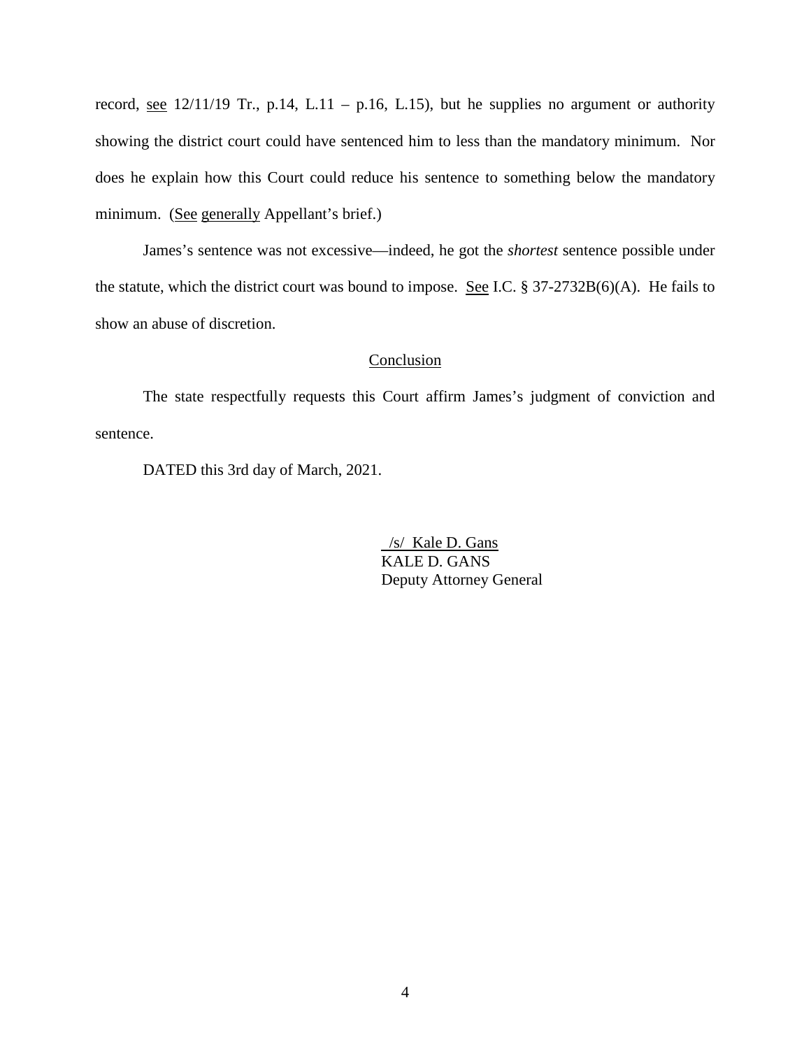record, see 12/11/19 Tr., p.14, L.11 – p.16, L.15), but he supplies no argument or authority showing the district court could have sentenced him to less than the mandatory minimum. Nor does he explain how this Court could reduce his sentence to something below the mandatory minimum. (See generally Appellant's brief.)

James's sentence was not excessive—indeed, he got the *shortest* sentence possible under the statute, which the district court was bound to impose. See I.C. § 37-2732B(6)(A). He fails to show an abuse of discretion.

## Conclusion

The state respectfully requests this Court affirm James's judgment of conviction and sentence.

DATED this 3rd day of March, 2021.

/s/ Kale D. Gans
KALE D. GANS
Deputy Attorney General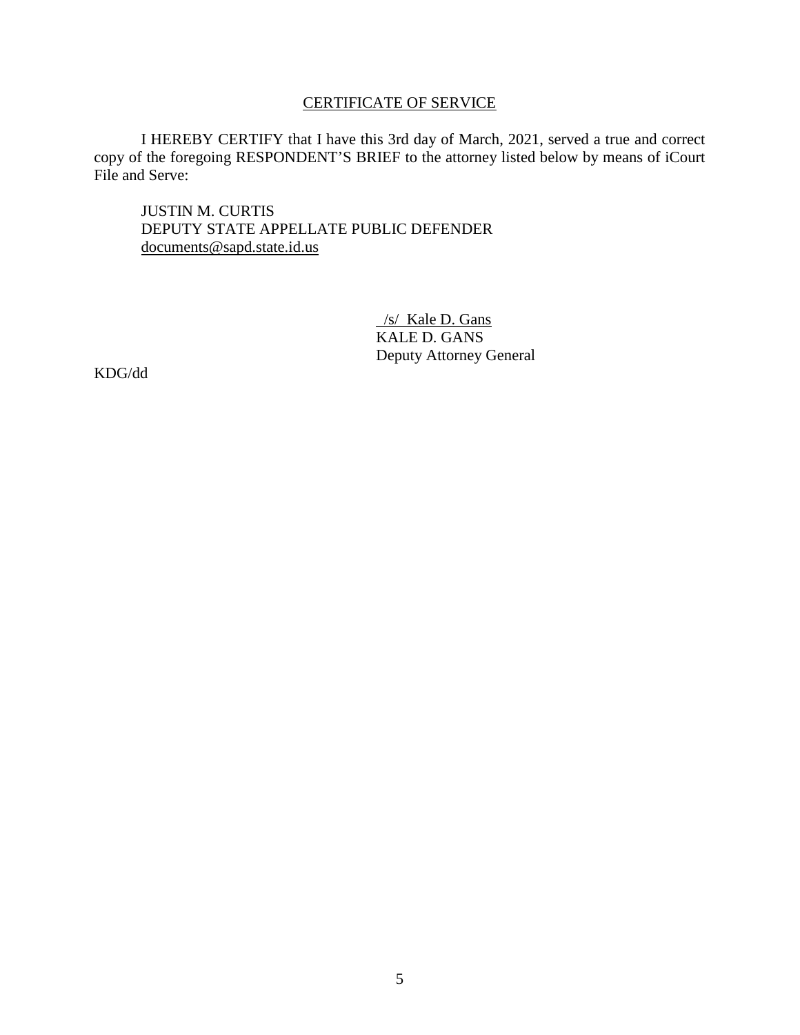## CERTIFICATE OF SERVICE

I HEREBY CERTIFY that I have this 3rd day of March, 2021, served a true and correct copy of the foregoing RESPONDENT'S BRIEF to the attorney listed below by means of iCourt File and Serve:

JUSTIN M. CURTIS
DEPUTY STATE APPELLATE PUBLIC DEFENDER
documents@sapd.state.id.us

/s/ Kale D. Gans
KALE D. GANS
Deputy Attorney General

KDG/dd